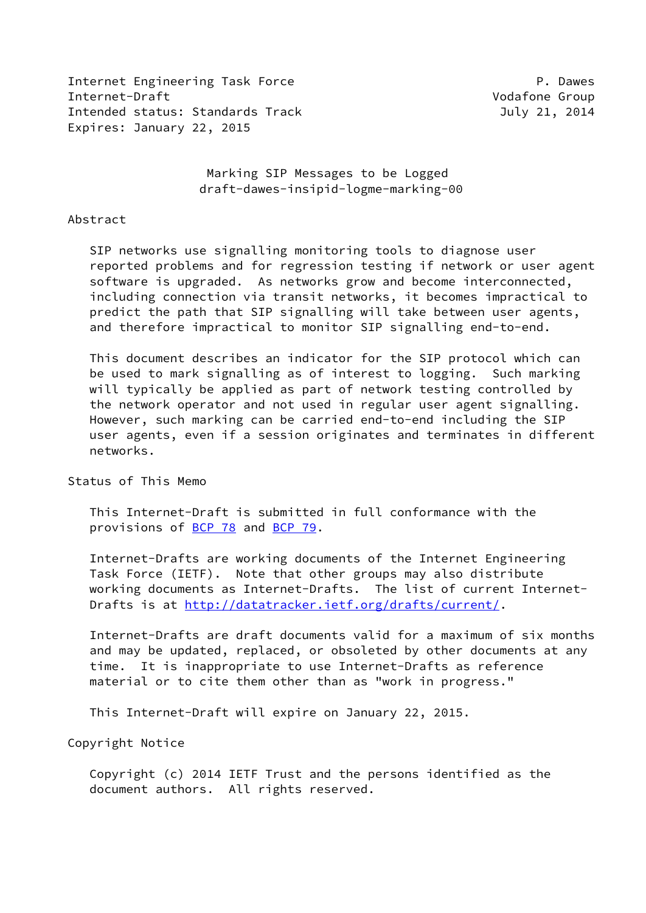Internet Engineering Task Force P. Dawes
Internet-Draft Vodafone Group
Intended status: Standards Track July 21, 2014
Expires: January 22, 2015

# Marking SIP Messages to be Logged
draft-dawes-insipid-logme-marking-00

## Abstract

SIP networks use signalling monitoring tools to diagnose user reported problems and for regression testing if network or user agent software is upgraded. As networks grow and become interconnected, including connection via transit networks, it becomes impractical to predict the path that SIP signalling will take between user agents, and therefore impractical to monitor SIP signalling end-to-end.

This document describes an indicator for the SIP protocol which can be used to mark signalling as of interest to logging. Such marking will typically be applied as part of network testing controlled by the network operator and not used in regular user agent signalling. However, such marking can be carried end-to-end including the SIP user agents, even if a session originates and terminates in different networks.

## Status of This Memo

This Internet-Draft is submitted in full conformance with the provisions of BCP 78 and BCP 79.

Internet-Drafts are working documents of the Internet Engineering Task Force (IETF). Note that other groups may also distribute working documents as Internet-Drafts. The list of current Internet-Drafts is at http://datatracker.ietf.org/drafts/current/.

Internet-Drafts are draft documents valid for a maximum of six months and may be updated, replaced, or obsoleted by other documents at any time. It is inappropriate to use Internet-Drafts as reference material or to cite them other than as "work in progress."

This Internet-Draft will expire on January 22, 2015.

## Copyright Notice

Copyright (c) 2014 IETF Trust and the persons identified as the document authors. All rights reserved.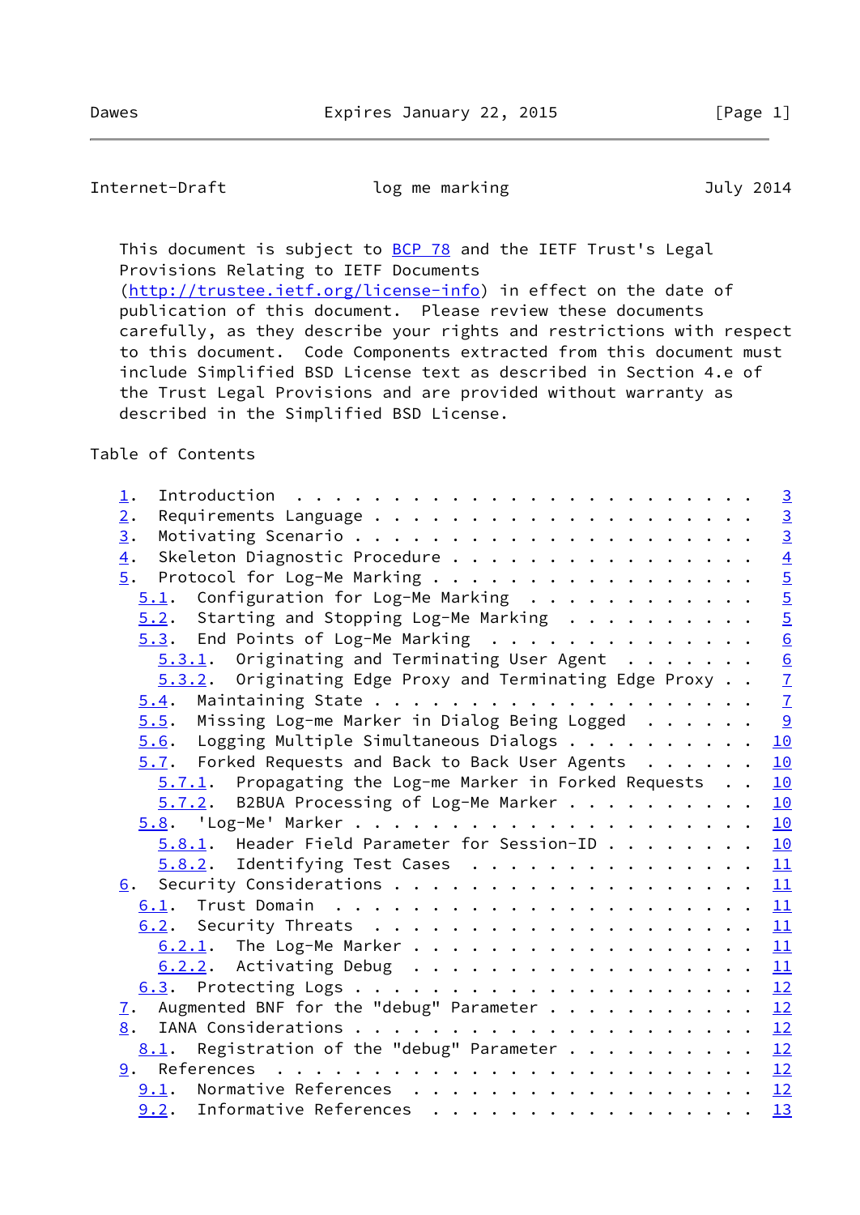This document is subject to BCP 78 and the IETF Trust's Legal Provisions Relating to IETF Documents (http://trustee.ietf.org/license-info) in effect on the date of publication of this document. Please review these documents carefully, as they describe your rights and restrictions with respect to this document. Code Components extracted from this document must include Simplified BSD License text as described in Section 4.e of the Trust Legal Provisions and are provided without warranty as described in the Simplified BSD License.

Table of Contents

```
   1.  Introduction . . . . . . . . . . . . . . . . . . . . . . . .   3
   2.  Requirements Language . . . . . . . . . . . . . . . . . . . .   3
   3.  Motivating Scenario . . . . . . . . . . . . . . . . . . . . .   3
   4.  Skeleton Diagnostic Procedure . . . . . . . . . . . . . . . .   4
   5.  Protocol for Log-Me Marking . . . . . . . . . . . . . . . . .   5
     5.1.  Configuration for Log-Me Marking  . . . . . . . . . . . .   5
     5.2.  Starting and Stopping Log-Me Marking  . . . . . . . . . .   5
     5.3.  End Points of Log-Me Marking  . . . . . . . . . . . . . .   6
       5.3.1.  Originating and Terminating User Agent  . . . . . . .   6
       5.3.2.  Originating Edge Proxy and Terminating Edge Proxy . .   7
     5.4.  Maintaining State . . . . . . . . . . . . . . . . . . . .   7
     5.5.  Missing Log-me Marker in Dialog Being Logged  . . . . . .   9
     5.6.  Logging Multiple Simultaneous Dialogs . . . . . . . . . .  10
     5.7.  Forked Requests and Back to Back User Agents  . . . . . .  10
       5.7.1.  Propagating the Log-me Marker in Forked Requests  . .  10
       5.7.2.  B2BUA Processing of Log-Me Marker . . . . . . . . . .  10
     5.8.  'Log-Me' Marker . . . . . . . . . . . . . . . . . . . . .  10
       5.8.1.  Header Field Parameter for Session-ID . . . . . . . .  10
       5.8.2.  Identifying Test Cases  . . . . . . . . . . . . . . .  11
   6.  Security Considerations . . . . . . . . . . . . . . . . . . .  11
     6.1.  Trust Domain  . . . . . . . . . . . . . . . . . . . . . .  11
     6.2.  Security Threats  . . . . . . . . . . . . . . . . . . . .  11
       6.2.1.  The Log-Me Marker . . . . . . . . . . . . . . . . . .  11
       6.2.2.  Activating Debug  . . . . . . . . . . . . . . . . . .  11
     6.3.  Protecting Logs . . . . . . . . . . . . . . . . . . . . .  12
   7.  Augmented BNF for the "debug" Parameter . . . . . . . . . . .  12
   8.  IANA Considerations . . . . . . . . . . . . . . . . . . . . .  12
     8.1.  Registration of the "debug" Parameter . . . . . . . . . .  12
   9.  References  . . . . . . . . . . . . . . . . . . . . . . . . .  12
     9.1.  Normative References  . . . . . . . . . . . . . . . . . .  12
     9.2.  Informative References  . . . . . . . . . . . . . . . . .  13
```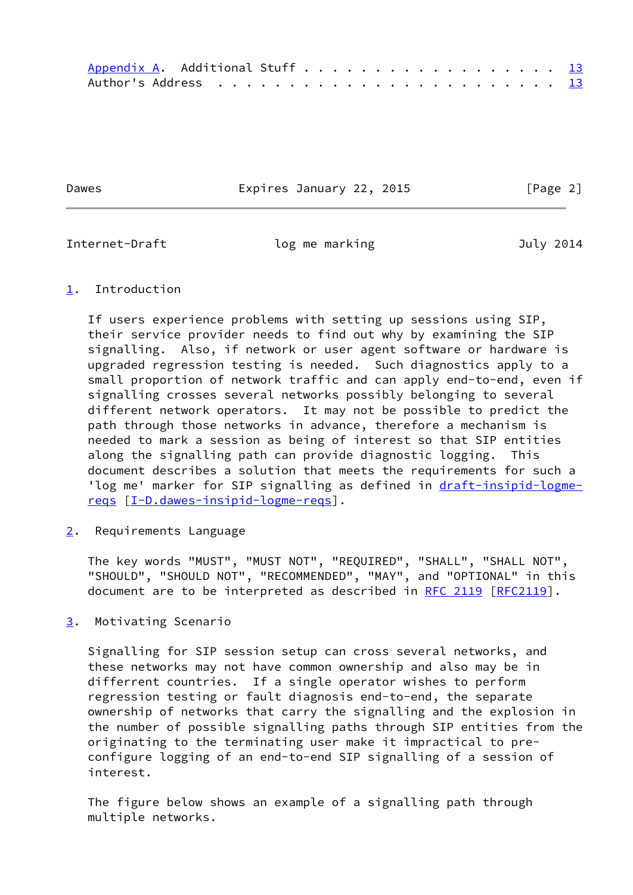Appendix A. Additional Stuff . . . . . . . . . . . . . . . . . . . 13
Author's Address . . . . . . . . . . . . . . . . . . . . . . . . 13

## 1. Introduction

If users experience problems with setting up sessions using SIP, their service provider needs to find out why by examining the SIP signalling. Also, if network or user agent software or hardware is upgraded regression testing is needed. Such diagnostics apply to a small proportion of network traffic and can apply end-to-end, even if signalling crosses several networks possibly belonging to several different network operators. It may not be possible to predict the path through those networks in advance, therefore a mechanism is needed to mark a session as being of interest so that SIP entities along the signalling path can provide diagnostic logging. This document describes a solution that meets the requirements for such a 'log me' marker for SIP signalling as defined in draft-insipid-logme-reqs [I-D.dawes-insipid-logme-reqs].

## 2. Requirements Language

The key words "MUST", "MUST NOT", "REQUIRED", "SHALL", "SHALL NOT", "SHOULD", "SHOULD NOT", "RECOMMENDED", "MAY", and "OPTIONAL" in this document are to be interpreted as described in RFC 2119 [RFC2119].

## 3. Motivating Scenario

Signalling for SIP session setup can cross several networks, and these networks may not have common ownership and also may be in differerent countries. If a single operator wishes to perform regression testing or fault diagnosis end-to-end, the separate ownership of networks that carry the signalling and the explosion in the number of possible signalling paths through SIP entities from the originating to the terminating user make it impractical to pre-configure logging of an end-to-end SIP signalling of a session of interest.

The figure below shows an example of a signalling path through multiple networks.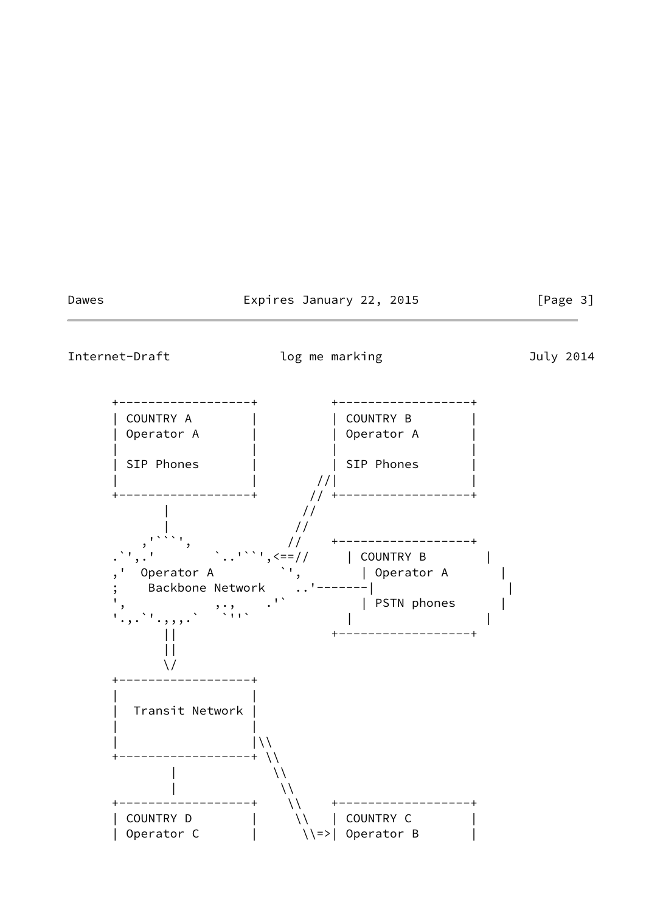```
      +------------------+          +------------------+
      | COUNTRY A        |          | COUNTRY B        |
      | Operator A       |          | Operator A       |
      |                  |          |                  |
      | SIP Phones       |          | SIP Phones       |
      |                  |        //|                  |
      +------------------+       // +------------------+
             |                  //
             |                 //
          ,'```',             //    +------------------+
      .`',.'        `..'``',<==//     | COUNTRY B        |
      ,'  Operator A          `',       | Operator A       |
      ;    Backbone Network    ..'-------|                  |
      ',            ,.,     .'`         | PSTN phones      |
      '.,.`'.,,,.`   `''`           |                  |
             ||                     +------------------+
             ||
             \/
      +------------------+
      |                  |
      |  Transit Network |
      |                  |
      |                  |\\
      +------------------+ \\
              |             \\
              |              \\
      +------------------+    \\    +------------------+
      | COUNTRY D        |     \\   | COUNTRY C        |
      | Operator C       |      \\=>| Operator B       |
```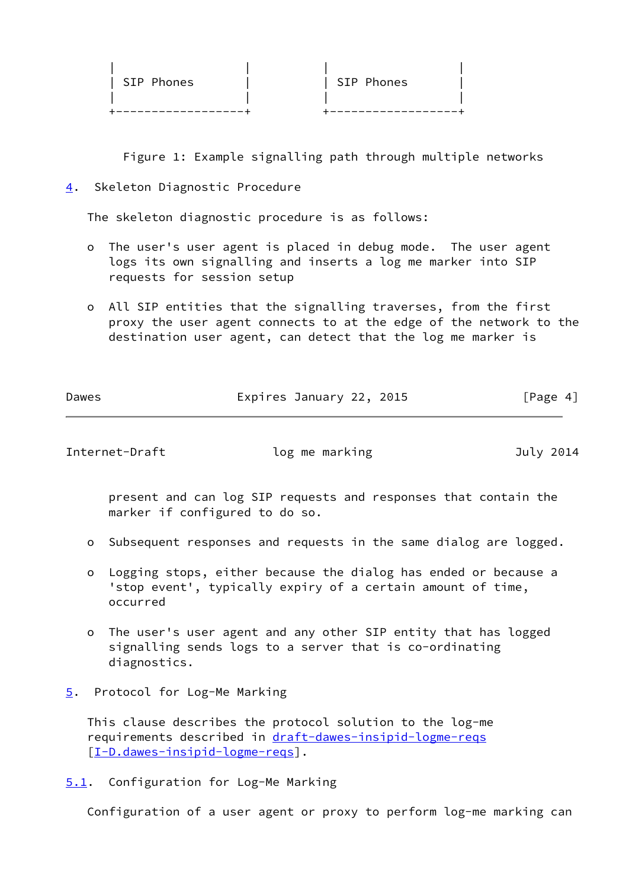```
|                  |         |                  |
| SIP Phones       |         | SIP Phones       |
|                  |         |                  |
+------------------+         +------------------+
```

Figure 1: Example signalling path through multiple networks

## 4. Skeleton Diagnostic Procedure

The skeleton diagnostic procedure is as follows:

- The user's user agent is placed in debug mode. The user agent logs its own signalling and inserts a log me marker into SIP requests for session setup

- All SIP entities that the signalling traverses, from the first proxy the user agent connects to at the edge of the network to the destination user agent, can detect that the log me marker is present and can log SIP requests and responses that contain the marker if configured to do so.

- Subsequent responses and requests in the same dialog are logged.

- Logging stops, either because the dialog has ended or because a 'stop event', typically expiry of a certain amount of time, occurred

- The user's user agent and any other SIP entity that has logged signalling sends logs to a server that is co-ordinating diagnostics.

## 5. Protocol for Log-Me Marking

This clause describes the protocol solution to the log-me requirements described in draft-dawes-insipid-logme-reqs [I-D.dawes-insipid-logme-reqs].

### 5.1. Configuration for Log-Me Marking

Configuration of a user agent or proxy to perform log-me marking can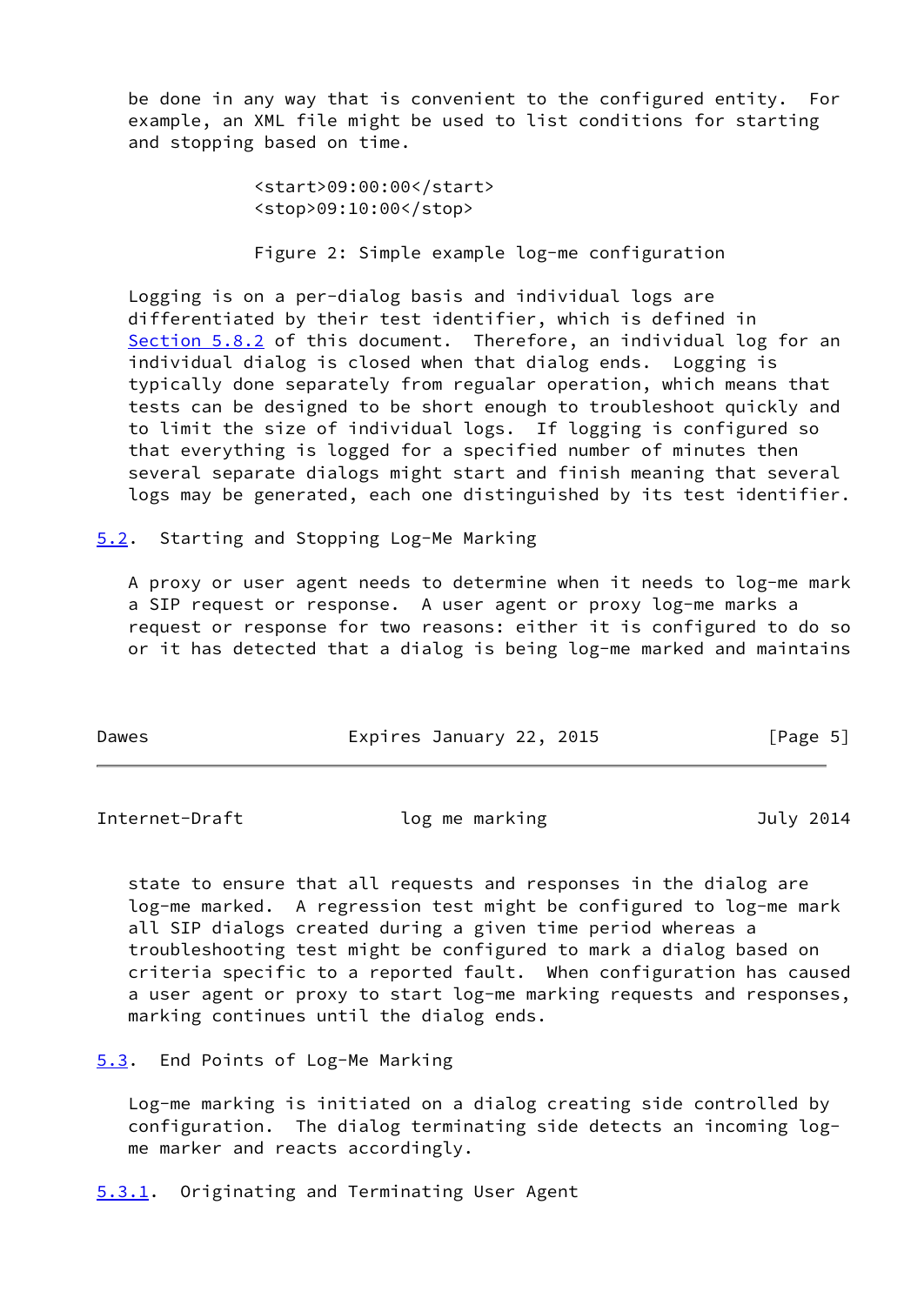be done in any way that is convenient to the configured entity. For example, an XML file might be used to list conditions for starting and stopping based on time.

```
<start>09:00:00</start>
<stop>09:10:00</stop>
```

Figure 2: Simple example log-me configuration

Logging is on a per-dialog basis and individual logs are differentiated by their test identifier, which is defined in Section 5.8.2 of this document. Therefore, an individual log for an individual dialog is closed when that dialog ends. Logging is typically done separately from regualar operation, which means that tests can be designed to be short enough to troubleshoot quickly and to limit the size of individual logs. If logging is configured so that everything is logged for a specified number of minutes then several separate dialogs might start and finish meaning that several logs may be generated, each one distinguished by its test identifier.

## 5.2. Starting and Stopping Log-Me Marking

A proxy or user agent needs to determine when it needs to log-me mark a SIP request or response. A user agent or proxy log-me marks a request or response for two reasons: either it is configured to do so or it has detected that a dialog is being log-me marked and maintains state to ensure that all requests and responses in the dialog are log-me marked. A regression test might be configured to log-me mark all SIP dialogs created during a given time period whereas a troubleshooting test might be configured to mark a dialog based on criteria specific to a reported fault. When configuration has caused a user agent or proxy to start log-me marking requests and responses, marking continues until the dialog ends.

## 5.3. End Points of Log-Me Marking

Log-me marking is initiated on a dialog creating side controlled by configuration. The dialog terminating side detects an incoming log-me marker and reacts accordingly.

### 5.3.1. Originating and Terminating User Agent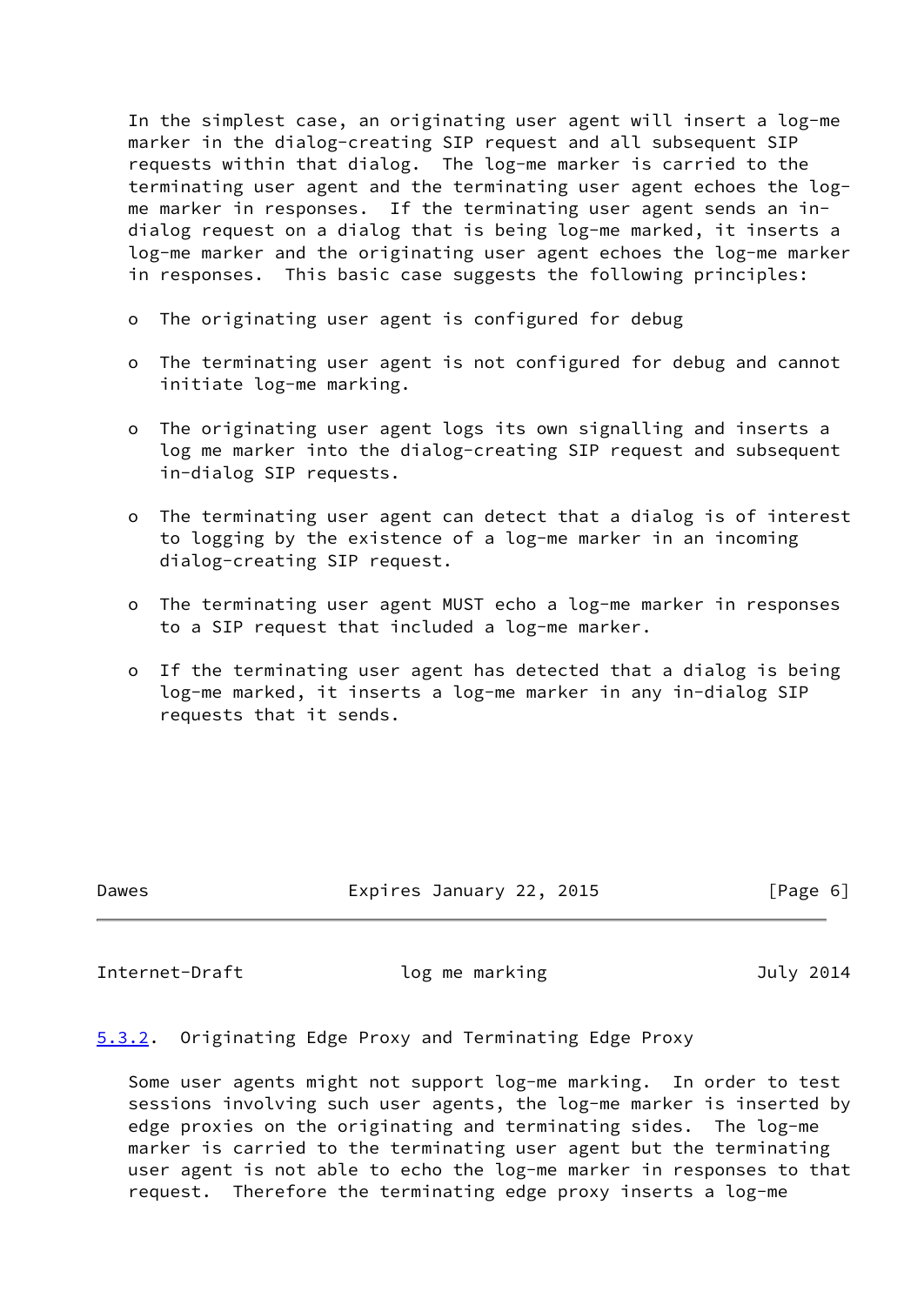In the simplest case, an originating user agent will insert a log-me marker in the dialog-creating SIP request and all subsequent SIP requests within that dialog. The log-me marker is carried to the terminating user agent and the terminating user agent echoes the log-me marker in responses. If the terminating user agent sends an in-dialog request on a dialog that is being log-me marked, it inserts a log-me marker and the originating user agent echoes the log-me marker in responses. This basic case suggests the following principles:

- The originating user agent is configured for debug
- The terminating user agent is not configured for debug and cannot initiate log-me marking.
- The originating user agent logs its own signalling and inserts a log me marker into the dialog-creating SIP request and subsequent in-dialog SIP requests.
- The terminating user agent can detect that a dialog is of interest to logging by the existence of a log-me marker in an incoming dialog-creating SIP request.
- The terminating user agent MUST echo a log-me marker in responses to a SIP request that included a log-me marker.
- If the terminating user agent has detected that a dialog is being log-me marked, it inserts a log-me marker in any in-dialog SIP requests that it sends.

#### 5.3.2. Originating Edge Proxy and Terminating Edge Proxy

Some user agents might not support log-me marking. In order to test sessions involving such user agents, the log-me marker is inserted by edge proxies on the originating and terminating sides. The log-me marker is carried to the terminating user agent but the terminating user agent is not able to echo the log-me marker in responses to that request. Therefore the terminating edge proxy inserts a log-me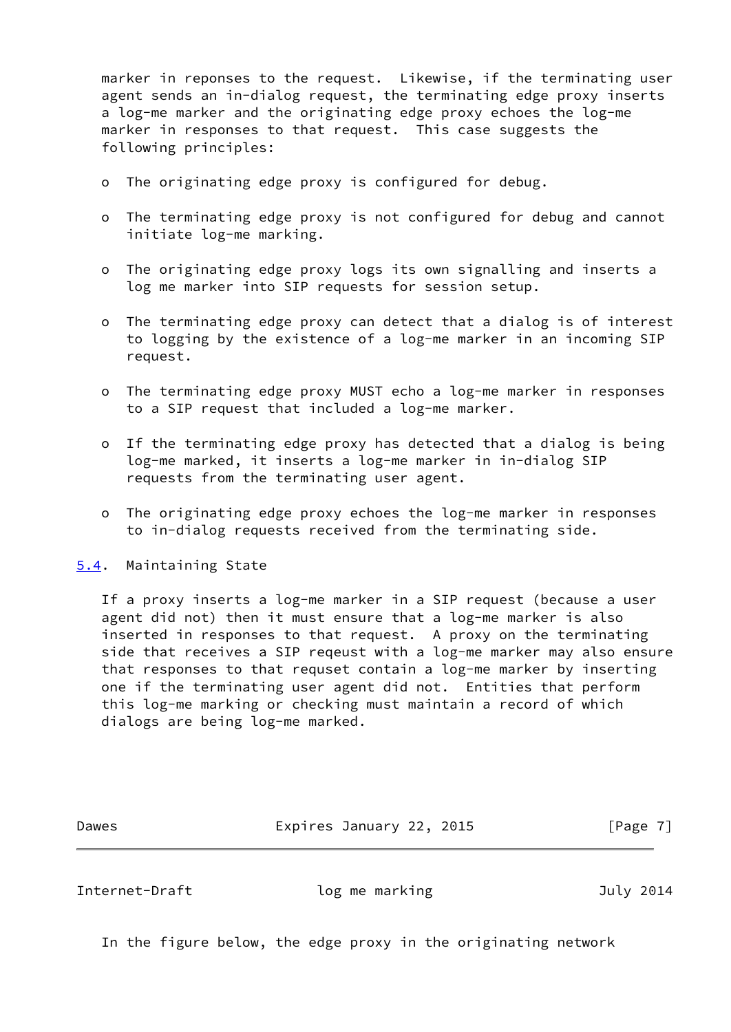marker in reponses to the request. Likewise, if the terminating user agent sends an in-dialog request, the terminating edge proxy inserts a log-me marker and the originating edge proxy echoes the log-me marker in responses to that request. This case suggests the following principles:

- The originating edge proxy is configured for debug.

- The terminating edge proxy is not configured for debug and cannot initiate log-me marking.

- The originating edge proxy logs its own signalling and inserts a log me marker into SIP requests for session setup.

- The terminating edge proxy can detect that a dialog is of interest to logging by the existence of a log-me marker in an incoming SIP request.

- The terminating edge proxy MUST echo a log-me marker in responses to a SIP request that included a log-me marker.

- If the terminating edge proxy has detected that a dialog is being log-me marked, it inserts a log-me marker in in-dialog SIP requests from the terminating user agent.

- The originating edge proxy echoes the log-me marker in responses to in-dialog requests received from the terminating side.

## 5.4. Maintaining State

If a proxy inserts a log-me marker in a SIP request (because a user agent did not) then it must ensure that a log-me marker is also inserted in responses to that request. A proxy on the terminating side that receives a SIP reqeust with a log-me marker may also ensure that responses to that requset contain a log-me marker by inserting one if the terminating user agent did not. Entities that perform this log-me marking or checking must maintain a record of which dialogs are being log-me marked.

In the figure below, the edge proxy in the originating network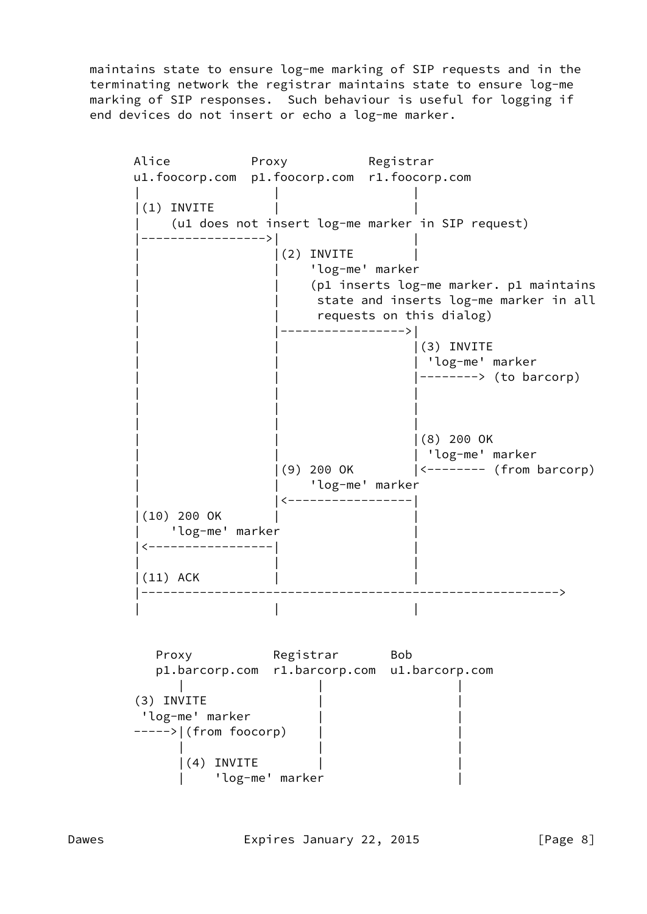maintains state to ensure log-me marking of SIP requests and in the terminating network the registrar maintains state to ensure log-me marking of SIP responses. Such behaviour is useful for logging if end devices do not insert or echo a log-me marker.

```
      Alice           Proxy           Registrar
      u1.foocorp.com  p1.foocorp.com  r1.foocorp.com
      |                  |                  |
      |(1) INVITE        |                  |
      |    (u1 does not insert log-me marker in SIP request)
      |----------------->|                  |
      |                  |(2) INVITE        |
      |                  |    'log-me' marker
      |                  |    (p1 inserts log-me marker. p1 maintains
      |                  |     state and inserts log-me marker in all
      |                  |     requests on this dialog)
      |                  |----------------->|
      |                  |                  |(3) INVITE
      |                  |                  | 'log-me' marker
      |                  |                  |--------> (to barcorp)
      |                  |                  |
      |                  |                  |
      |                  |                  |
      |                  |                  |(8) 200 OK
      |                  |                  | 'log-me' marker
      |                  |(9) 200 OK        |<-------- (from barcorp)
      |                  |    'log-me' marker
      |                  |<-----------------|
      |(10) 200 OK       |                  |
      |    'log-me' marker                  |
      |<-----------------|                  |
      |                  |                  |
      |(11) ACK          |                  |
      |-------------------------------------------------------->
      |                  |                  |


         Proxy           Registrar       Bob
         p1.barcorp.com  r1.barcorp.com  u1.barcorp.com
            |                  |              |
      (3) INVITE               |              |
       'log-me' marker         |              |
      ----->|(from foocorp)    |              |
            |                  |              |
            |(4) INVITE        |              |
            |    'log-me' marker              |
```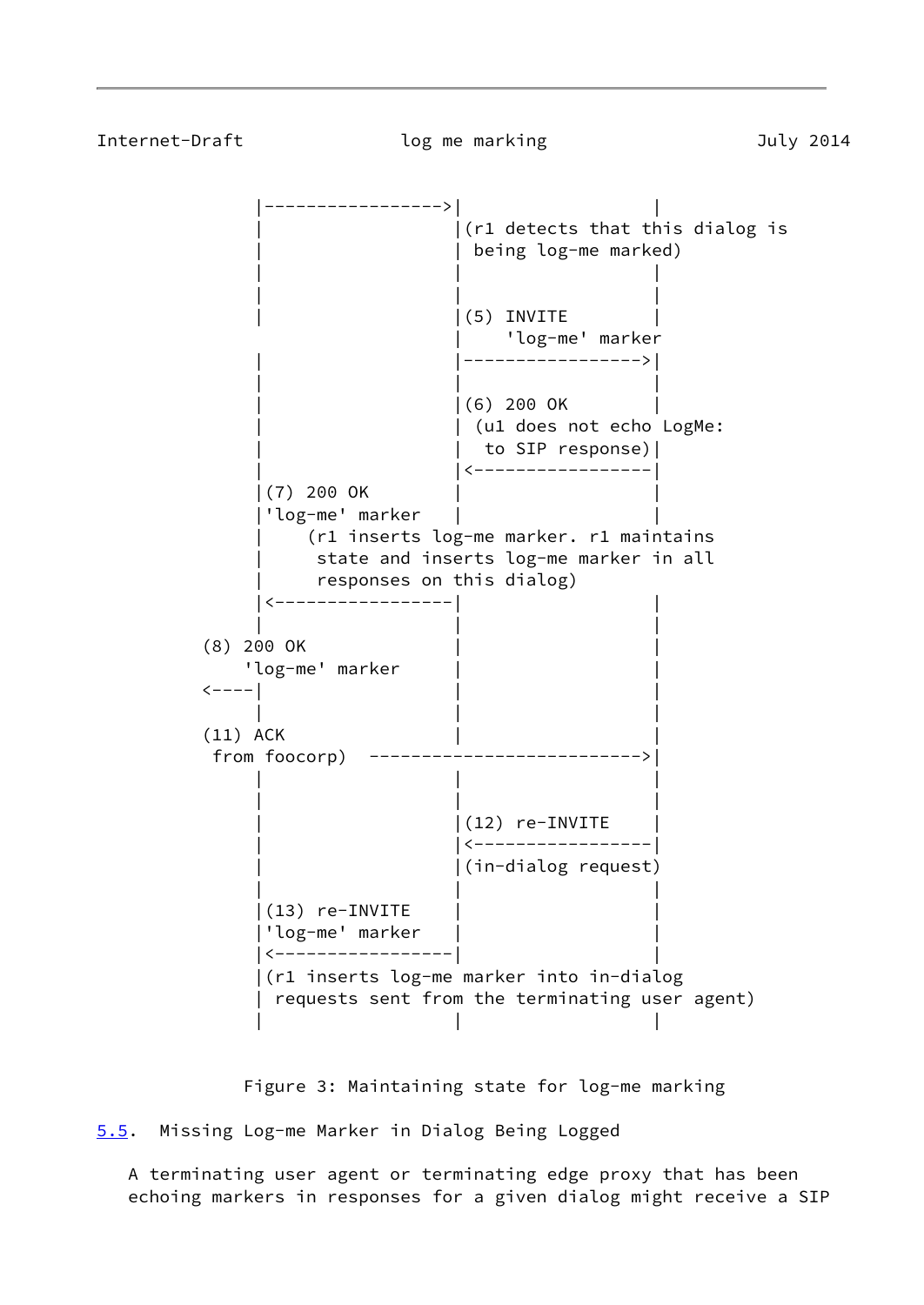```
          |----------------->|                 |
          |                  |(r1 detects that this dialog is
          |                  | being log-me marked)
          |                  |                 |
          |                  |                 |
          |                  |(5) INVITE       |
          |                  |    'log-me' marker
          |                  |----------------->|
          |                  |                 |
          |                  |(6) 200 OK       |
          |                  | (u1 does not echo LogMe:
          |                  |  to SIP response)|
          |                  |<-----------------|
          |(7) 200 OK        |                 |
          |'log-me' marker   |                 |
          |    (r1 inserts log-me marker. r1 maintains
          |     state and inserts log-me marker in all
          |     responses on this dialog)
          |<-----------------|                 |
          |                  |                 |
     (8) 200 OK              |                 |
         'log-me' marker     |                 |
     <----|                  |                 |
          |                  |                 |
     (11) ACK                |                 |
      from foocorp)  -------------------------->|
          |                  |                 |
          |                  |                 |
          |                  |(12) re-INVITE   |
          |                  |<-----------------|
          |                  |(in-dialog request)
          |                  |                 |
          |(13) re-INVITE    |                 |
          |'log-me' marker   |                 |
          |<-----------------|                 |
          |(r1 inserts log-me marker into in-dialog
          | requests sent from the terminating user agent)
          |                  |                 |
```

Figure 3: Maintaining state for log-me marking

## 5.5. Missing Log-me Marker in Dialog Being Logged

A terminating user agent or terminating edge proxy that has been echoing markers in responses for a given dialog might receive a SIP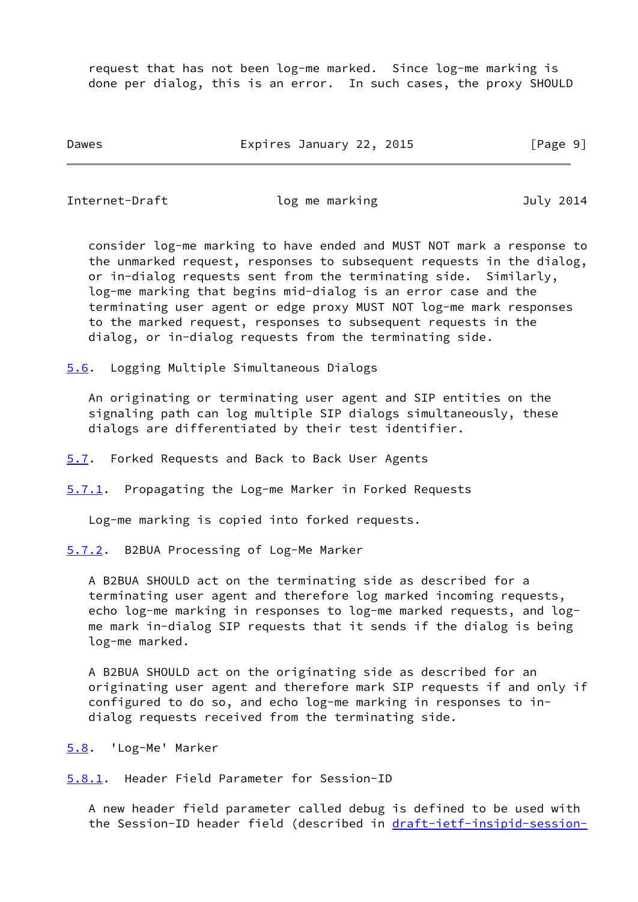request that has not been log-me marked. Since log-me marking is done per dialog, this is an error. In such cases, the proxy SHOULD consider log-me marking to have ended and MUST NOT mark a response to the unmarked request, responses to subsequent requests in the dialog, or in-dialog requests sent from the terminating side. Similarly, log-me marking that begins mid-dialog is an error case and the terminating user agent or edge proxy MUST NOT log-me mark responses to the marked request, responses to subsequent requests in the dialog, or in-dialog requests from the terminating side.

### 5.6. Logging Multiple Simultaneous Dialogs

An originating or terminating user agent and SIP entities on the signaling path can log multiple SIP dialogs simultaneously, these dialogs are differentiated by their test identifier.

### 5.7. Forked Requests and Back to Back User Agents

#### 5.7.1. Propagating the Log-me Marker in Forked Requests

Log-me marking is copied into forked requests.

#### 5.7.2. B2BUA Processing of Log-Me Marker

A B2BUA SHOULD act on the terminating side as described for a terminating user agent and therefore log marked incoming requests, echo log-me marking in responses to log-me marked requests, and log-me mark in-dialog SIP requests that it sends if the dialog is being log-me marked.

A B2BUA SHOULD act on the originating side as described for an originating user agent and therefore mark SIP requests if and only if configured to do so, and echo log-me marking in responses to in-dialog requests received from the terminating side.

### 5.8. 'Log-Me' Marker

#### 5.8.1. Header Field Parameter for Session-ID

A new header field parameter called debug is defined to be used with the Session-ID header field (described in draft-ietf-insipid-session-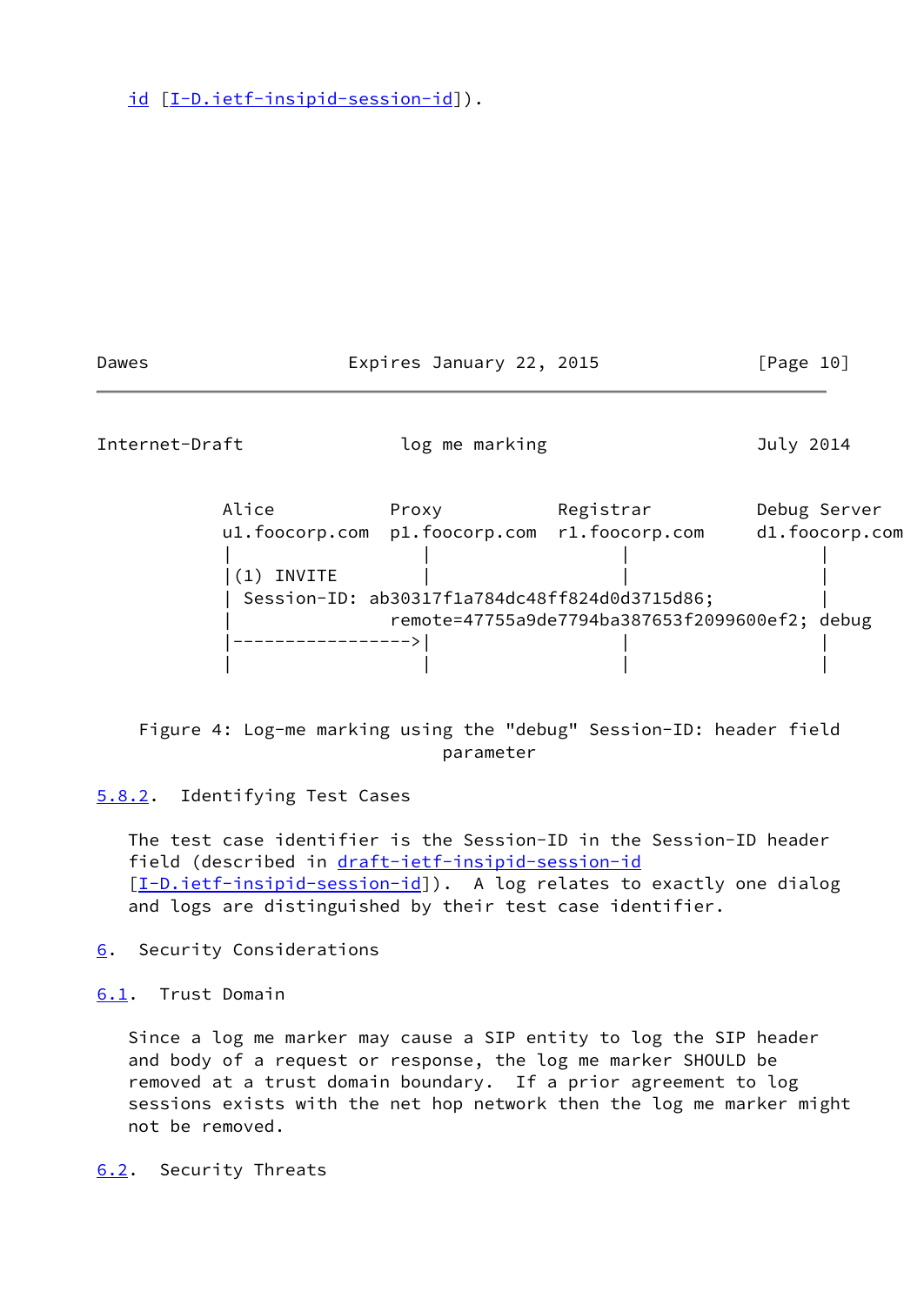id [I-D.ietf-insipid-session-id]).

```
   Alice           Proxy           Registrar         Debug Server
   u1.foocorp.com  p1.foocorp.com  r1.foocorp.com    d1.foocorp.com
   |                 |                |                  |
   |(1) INVITE       |                |                  |
   | Session-ID: ab30317f1a784dc48ff824d0d3715d86;       |
   |               remote=47755a9de7794ba387653f2099600ef2; debug
   |---------------->|                |                  |
   |                 |                |                  |
```

Figure 4: Log-me marking using the "debug" Session-ID: header field parameter

### 5.8.2. Identifying Test Cases

The test case identifier is the Session-ID in the Session-ID header field (described in draft-ietf-insipid-session-id [I-D.ietf-insipid-session-id]). A log relates to exactly one dialog and logs are distinguished by their test case identifier.

## 6. Security Considerations

### 6.1. Trust Domain

Since a log me marker may cause a SIP entity to log the SIP header and body of a request or response, the log me marker SHOULD be removed at a trust domain boundary. If a prior agreement to log sessions exists with the net hop network then the log me marker might not be removed.

### 6.2. Security Threats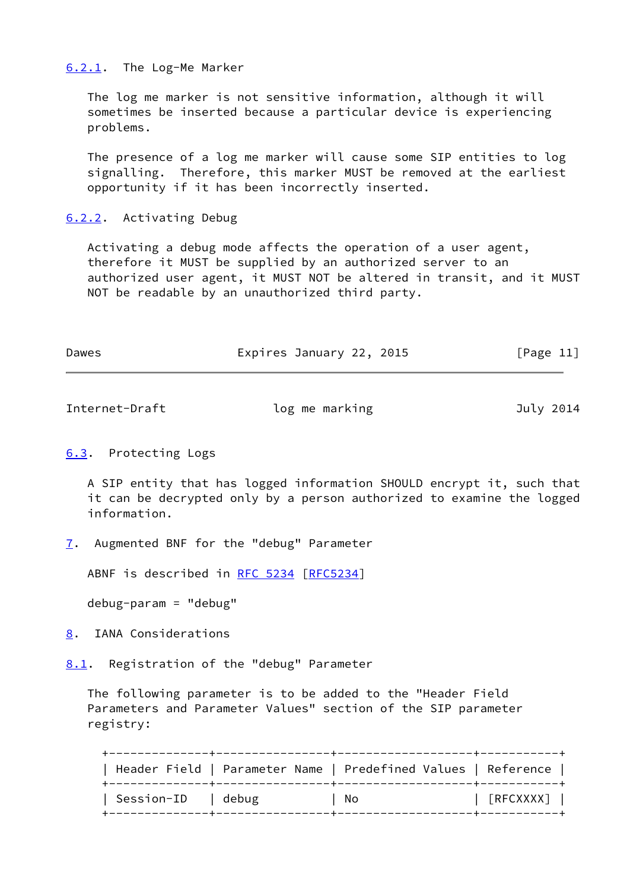### 6.2.1. The Log-Me Marker

The log me marker is not sensitive information, although it will sometimes be inserted because a particular device is experiencing problems.

The presence of a log me marker will cause some SIP entities to log signalling. Therefore, this marker MUST be removed at the earliest opportunity if it has been incorrectly inserted.

### 6.2.2. Activating Debug

Activating a debug mode affects the operation of a user agent, therefore it MUST be supplied by an authorized server to an authorized user agent, it MUST NOT be altered in transit, and it MUST NOT be readable by an unauthorized third party.

## 6.3. Protecting Logs

A SIP entity that has logged information SHOULD encrypt it, such that it can be decrypted only by a person authorized to examine the logged information.

# 7. Augmented BNF for the "debug" Parameter

ABNF is described in RFC 5234 [RFC5234]

```
debug-param = "debug"
```

# 8. IANA Considerations

## 8.1. Registration of the "debug" Parameter

The following parameter is to be added to the "Header Field Parameters and Parameter Values" section of the SIP parameter registry:

| Header Field | Parameter Name | Predefined Values | Reference |
|---|---|---|---|
| Session-ID | debug | No | [RFCXXXX] |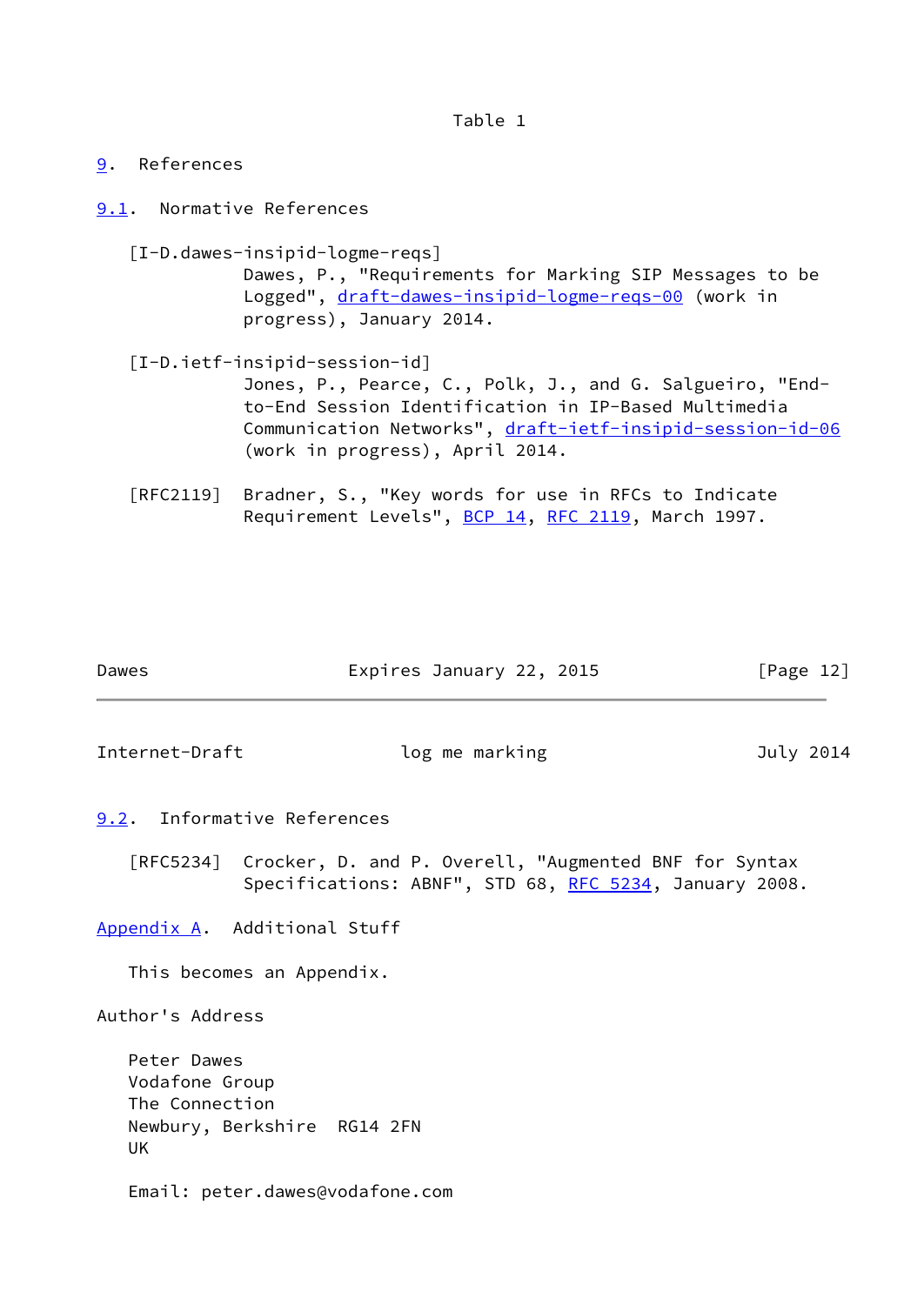Table 1

# 9. References

## 9.1. Normative References

[I-D.dawes-insipid-logme-reqs]
Dawes, P., "Requirements for Marking SIP Messages to be Logged", draft-dawes-insipid-logme-reqs-00 (work in progress), January 2014.

[I-D.ietf-insipid-session-id]
Jones, P., Pearce, C., Polk, J., and G. Salgueiro, "End-to-End Session Identification in IP-Based Multimedia Communication Networks", draft-ietf-insipid-session-id-06 (work in progress), April 2014.

[RFC2119] Bradner, S., "Key words for use in RFCs to Indicate Requirement Levels", BCP 14, RFC 2119, March 1997.

## 9.2. Informative References

[RFC5234] Crocker, D. and P. Overell, "Augmented BNF for Syntax Specifications: ABNF", STD 68, RFC 5234, January 2008.

# Appendix A. Additional Stuff

This becomes an Appendix.

# Author's Address

Peter Dawes
Vodafone Group
The Connection
Newbury, Berkshire RG14 2FN
UK

Email: peter.dawes@vodafone.com